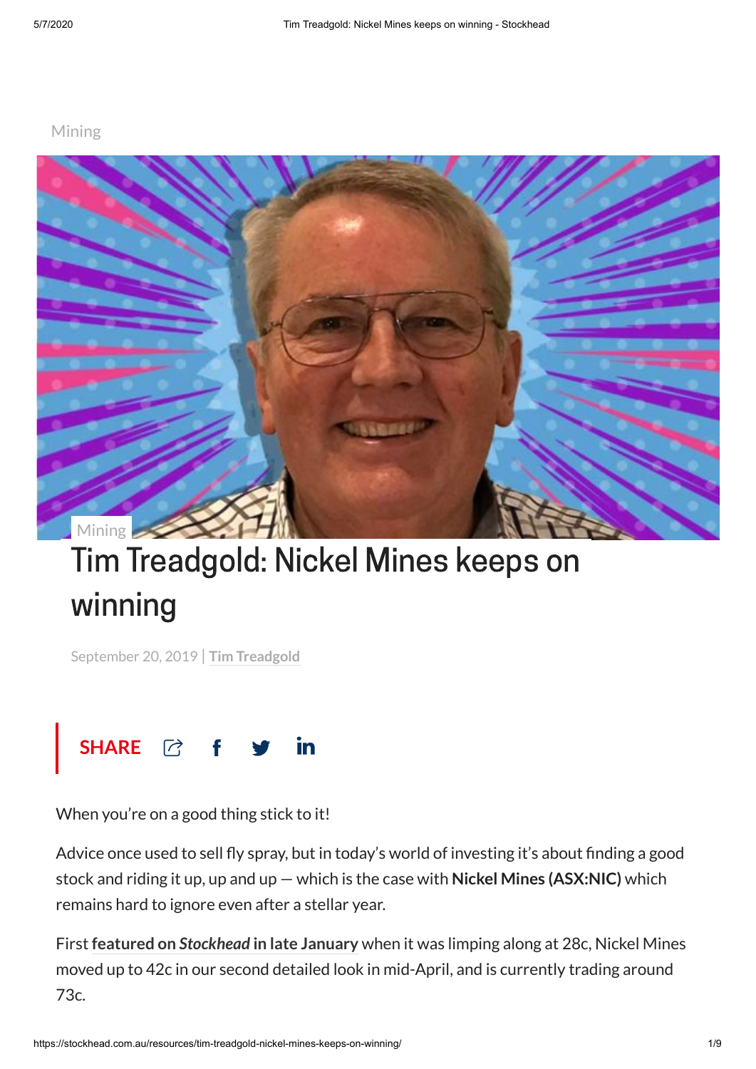Mining

Mining

# Tim Treadgold: Nickel Mines keeps on winning

September 20, 2019 | Tim Treadgold

SHARE

When you're on a good thing stick to it!

Advice once used to sell fly spray, but in today's world of investing it's about finding a good stock and riding it up, up and up — which is the case with **Nickel Mines (ASX:NIC)** which remains hard to ignore even after a stellar year.

First **featured on *Stockhead* in late January** when it was limping along at 28c, Nickel Mines moved up to 42c in our second detailed look in mid-April, and is currently trading around 73c.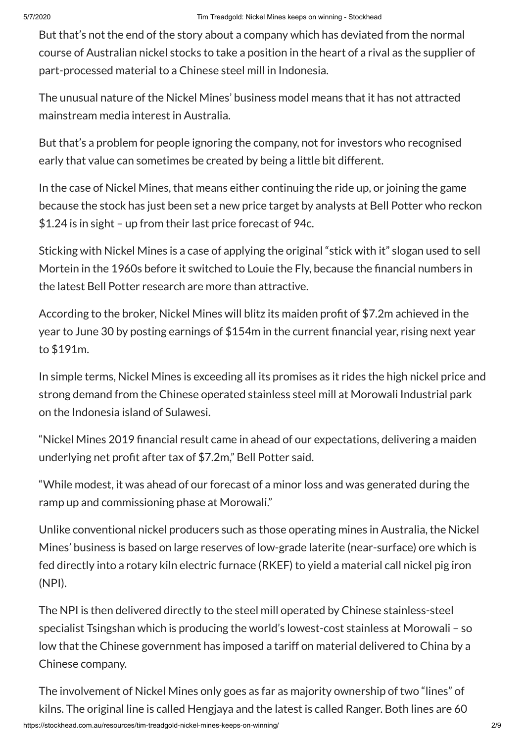But that's not the end of the story about a company which has deviated from the normal course of Australian nickel stocks to take a position in the heart of a rival as the supplier of part-processed material to a Chinese steel mill in Indonesia.

The unusual nature of the Nickel Mines' business model means that it has not attracted mainstream media interest in Australia.

But that's a problem for people ignoring the company, not for investors who recognised early that value can sometimes be created by being a little bit different.

In the case of Nickel Mines, that means either continuing the ride up, or joining the game because the stock has just been set a new price target by analysts at Bell Potter who reckon $1.24 is in sight – up from their last price forecast of 94c.

Sticking with Nickel Mines is a case of applying the original "stick with it" slogan used to sell Mortein in the 1960s before it switched to Louie the Fly, because the financial numbers in the latest Bell Potter research are more than attractive.

According to the broker, Nickel Mines will blitz its maiden profit of $7.2m achieved in the year to June 30 by posting earnings of $154m in the current financial year, rising next year to $191m.

In simple terms, Nickel Mines is exceeding all its promises as it rides the high nickel price and strong demand from the Chinese operated stainless steel mill at Morowali Industrial park on the Indonesia island of Sulawesi.

"Nickel Mines 2019 financial result came in ahead of our expectations, delivering a maiden underlying net profit after tax of $7.2m," Bell Potter said.

"While modest, it was ahead of our forecast of a minor loss and was generated during the ramp up and commissioning phase at Morowali."

Unlike conventional nickel producers such as those operating mines in Australia, the Nickel Mines' business is based on large reserves of low-grade laterite (near-surface) ore which is fed directly into a rotary kiln electric furnace (RKEF) to yield a material call nickel pig iron (NPI).

The NPI is then delivered directly to the steel mill operated by Chinese stainless-steel specialist Tsingshan which is producing the world's lowest-cost stainless at Morowali – so low that the Chinese government has imposed a tariff on material delivered to China by a Chinese company.

The involvement of Nickel Mines only goes as far as majority ownership of two "lines" of kilns. The original line is called Hengjaya and the latest is called Ranger. Both lines are 60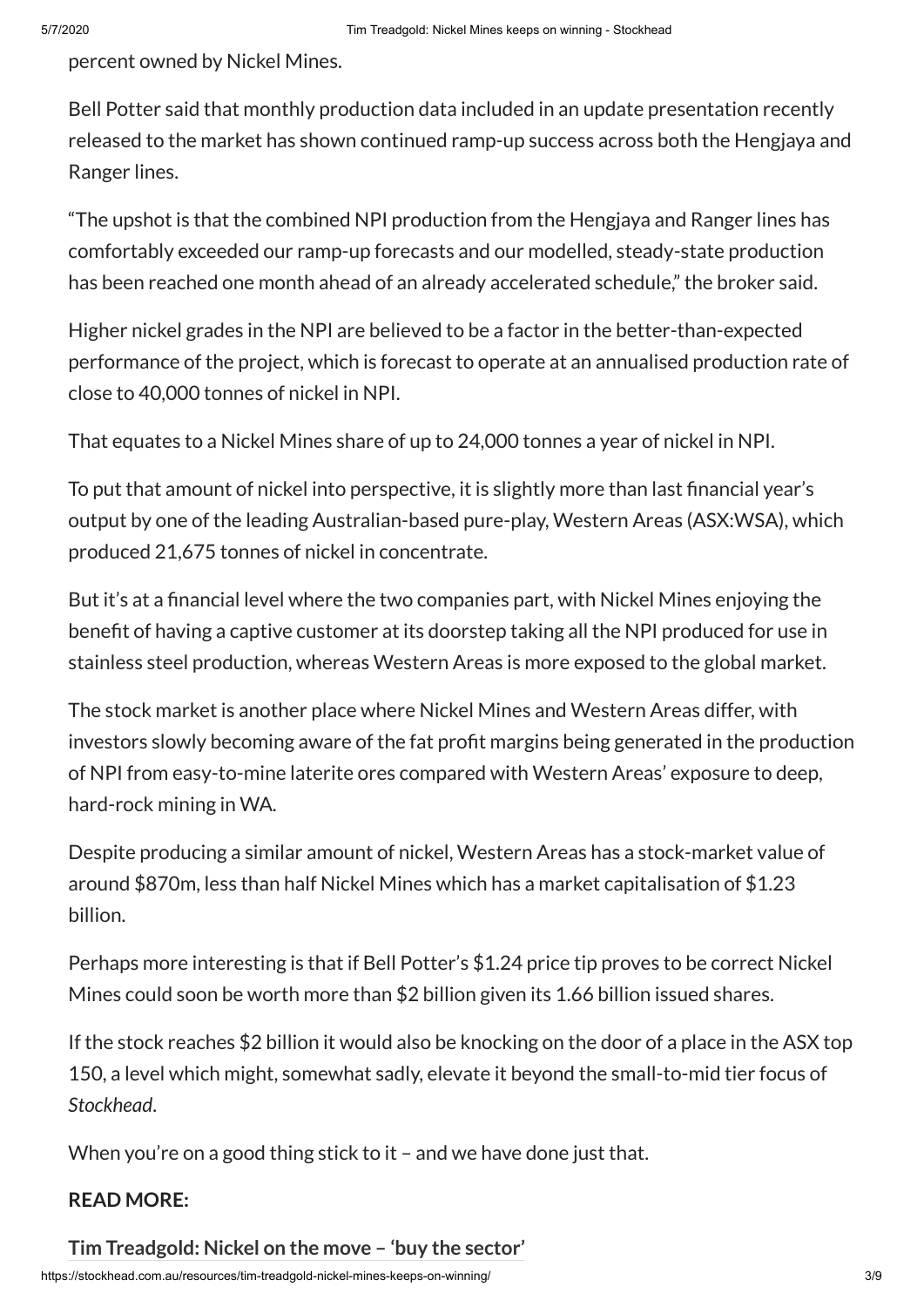percent owned by Nickel Mines.

Bell Potter said that monthly production data included in an update presentation recently released to the market has shown continued ramp-up success across both the Hengjaya and Ranger lines.

"The upshot is that the combined NPI production from the Hengjaya and Ranger lines has comfortably exceeded our ramp-up forecasts and our modelled, steady-state production has been reached one month ahead of an already accelerated schedule," the broker said.

Higher nickel grades in the NPI are believed to be a factor in the better-than-expected performance of the project, which is forecast to operate at an annualised production rate of close to 40,000 tonnes of nickel in NPI.

That equates to a Nickel Mines share of up to 24,000 tonnes a year of nickel in NPI.

To put that amount of nickel into perspective, it is slightly more than last financial year's output by one of the leading Australian-based pure-play, Western Areas (ASX:WSA), which produced 21,675 tonnes of nickel in concentrate.

But it's at a financial level where the two companies part, with Nickel Mines enjoying the benefit of having a captive customer at its doorstep taking all the NPI produced for use in stainless steel production, whereas Western Areas is more exposed to the global market.

The stock market is another place where Nickel Mines and Western Areas differ, with investors slowly becoming aware of the fat profit margins being generated in the production of NPI from easy-to-mine laterite ores compared with Western Areas' exposure to deep, hard-rock mining in WA.

Despite producing a similar amount of nickel, Western Areas has a stock-market value of around $870m, less than half Nickel Mines which has a market capitalisation of $1.23 billion.

Perhaps more interesting is that if Bell Potter's $1.24 price tip proves to be correct Nickel Mines could soon be worth more than $2 billion given its 1.66 billion issued shares.

If the stock reaches $2 billion it would also be knocking on the door of a place in the ASX top 150, a level which might, somewhat sadly, elevate it beyond the small-to-mid tier focus of *Stockhead*.

When you're on a good thing stick to it – and we have done just that.

**READ MORE:**

**Tim Treadgold: Nickel on the move – 'buy the sector'**